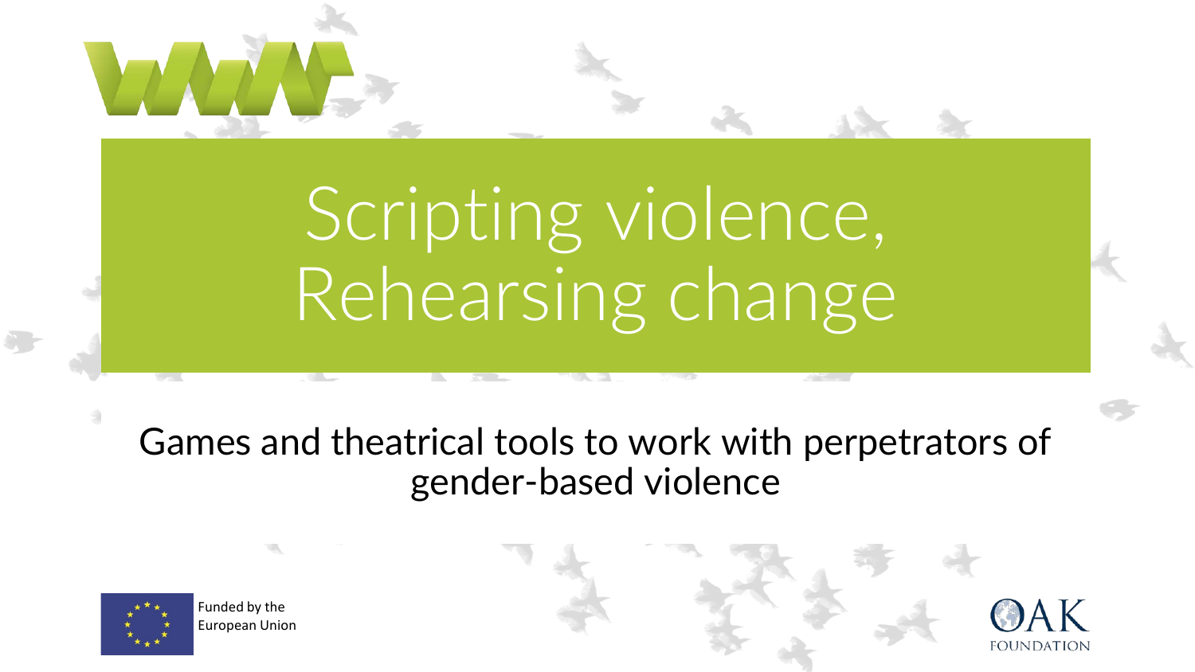# Scripting violence, Rehearsing change

Games and theatrical tools to work with perpetrators of gender-based violence

Funded by the European Union

OAK FOUNDATION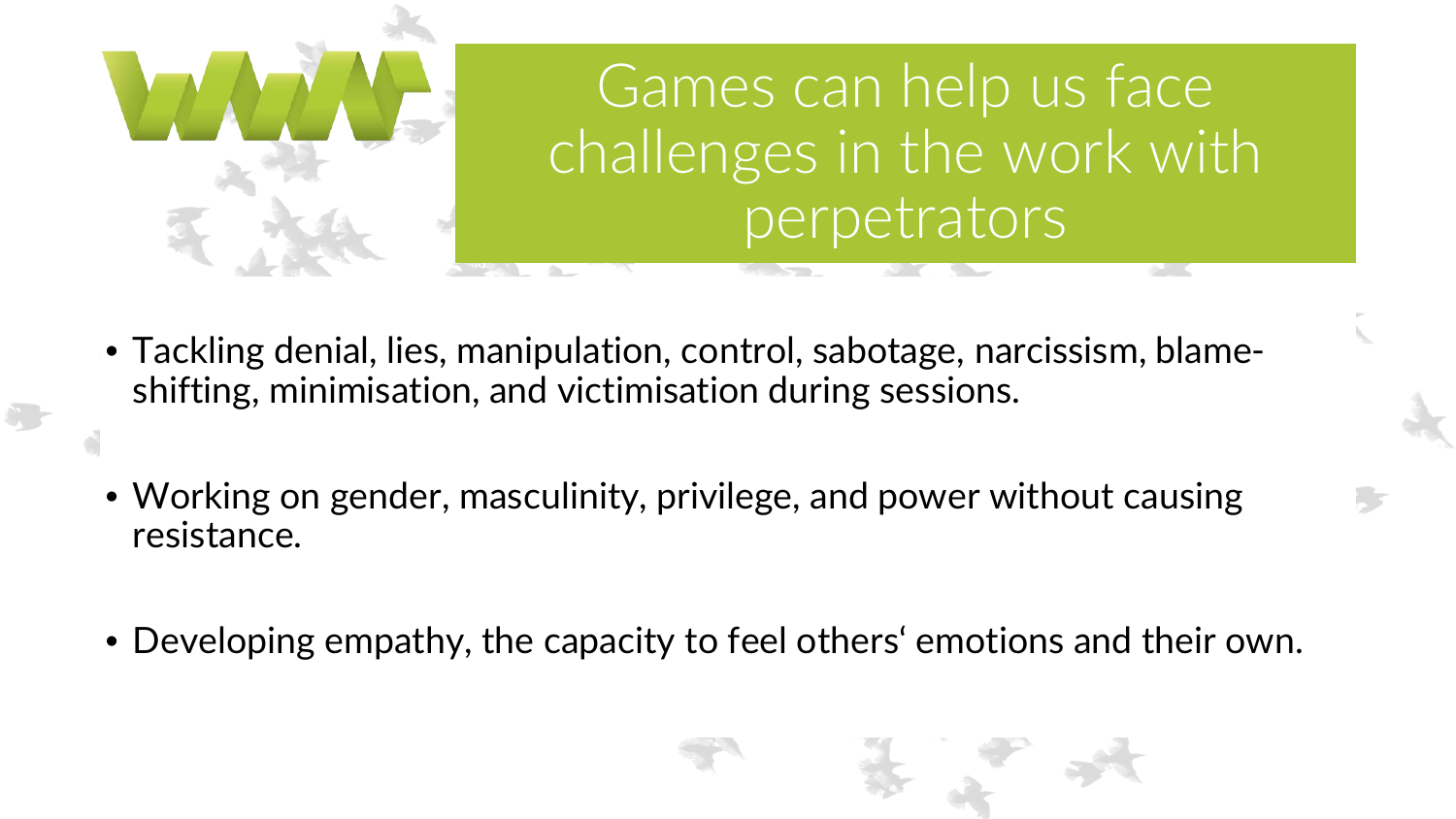# Games can help us face challenges in the work with perpetrators

- Tackling denial, lies, manipulation, control, sabotage, narcissism, blame-shifting, minimisation, and victimisation during sessions.
- Working on gender, masculinity, privilege, and power without causing resistance.
- Developing empathy, the capacity to feel others' emotions and their own.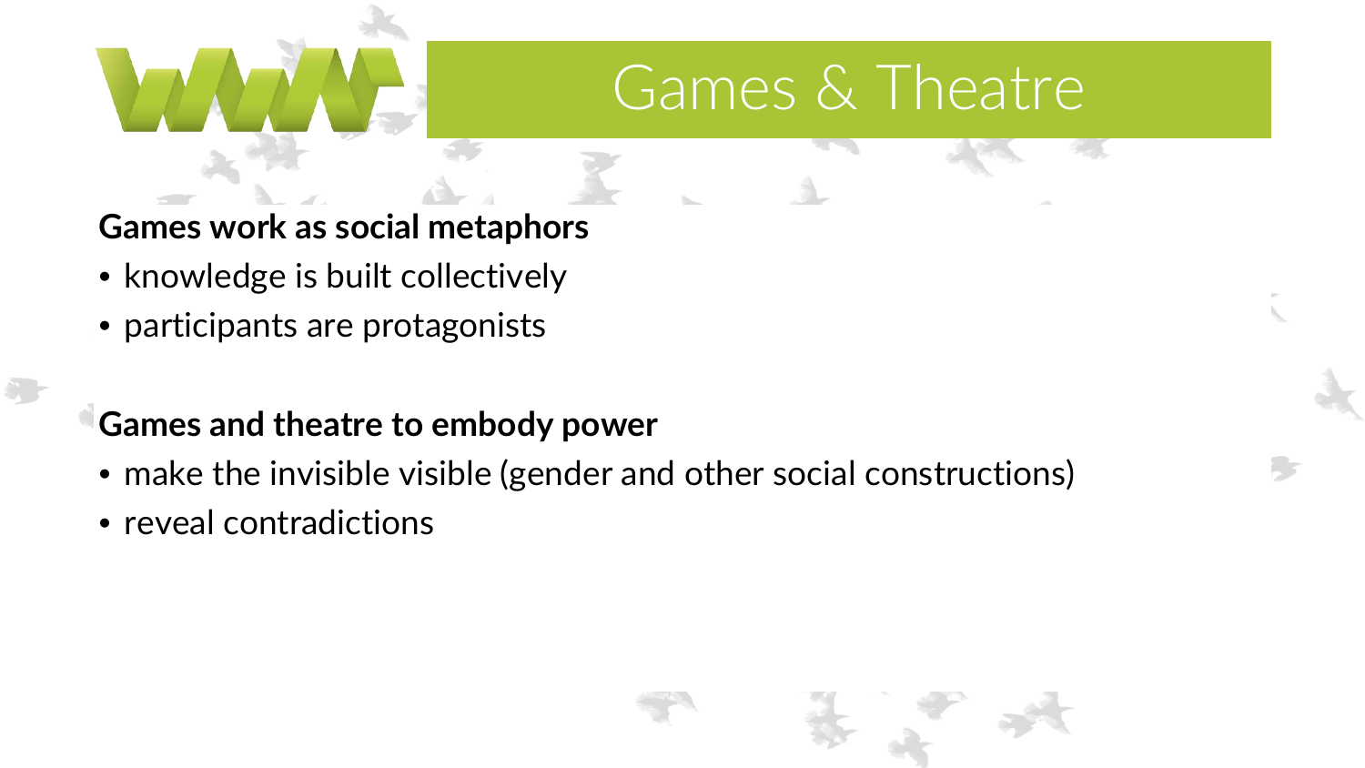# Games & Theatre

**Games work as social metaphors**

- knowledge is built collectively
- participants are protagonists

**Games and theatre to embody power**

- make the invisible visible (gender and other social constructions)
- reveal contradictions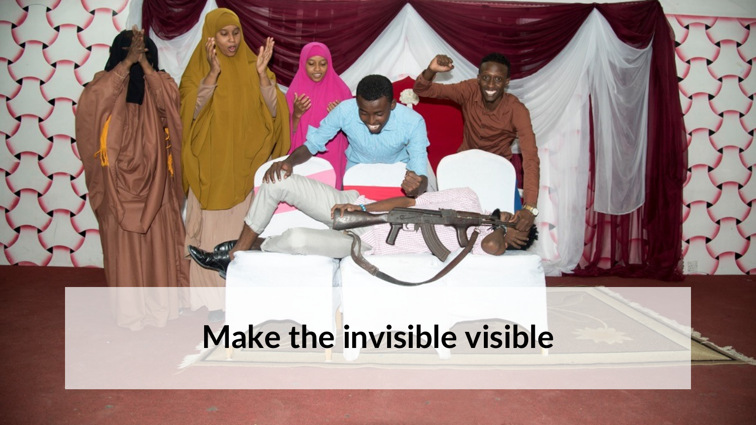Make the invisible visible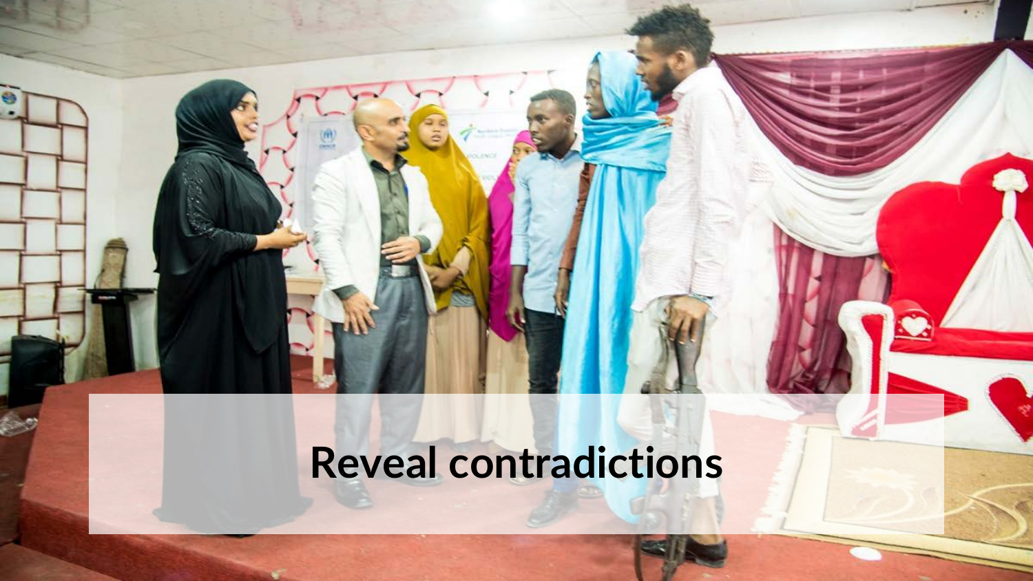**Reveal contradictions**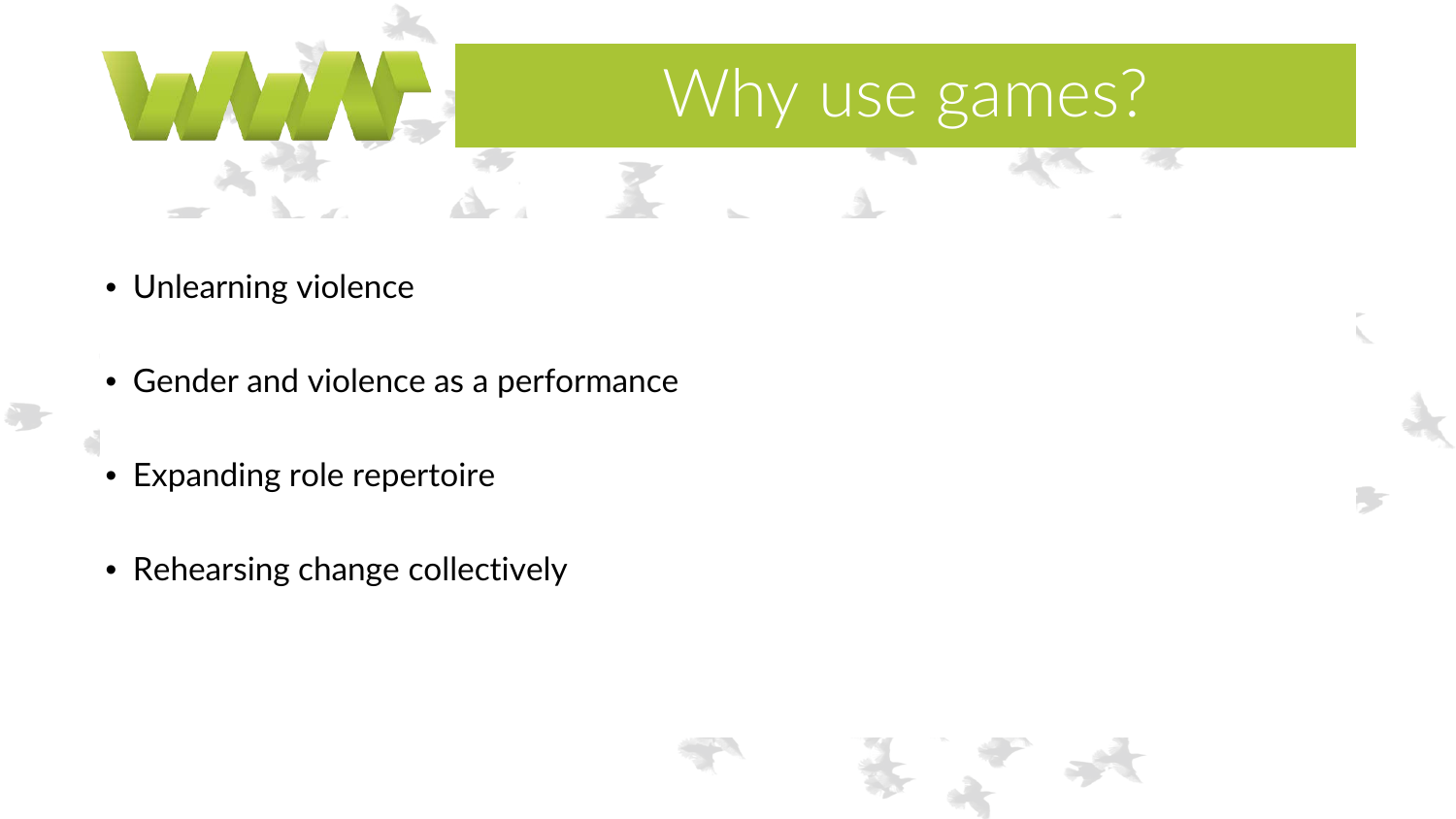# Why use games?

- Unlearning violence
- Gender and violence as a performance
- Expanding role repertoire
- Rehearsing change collectively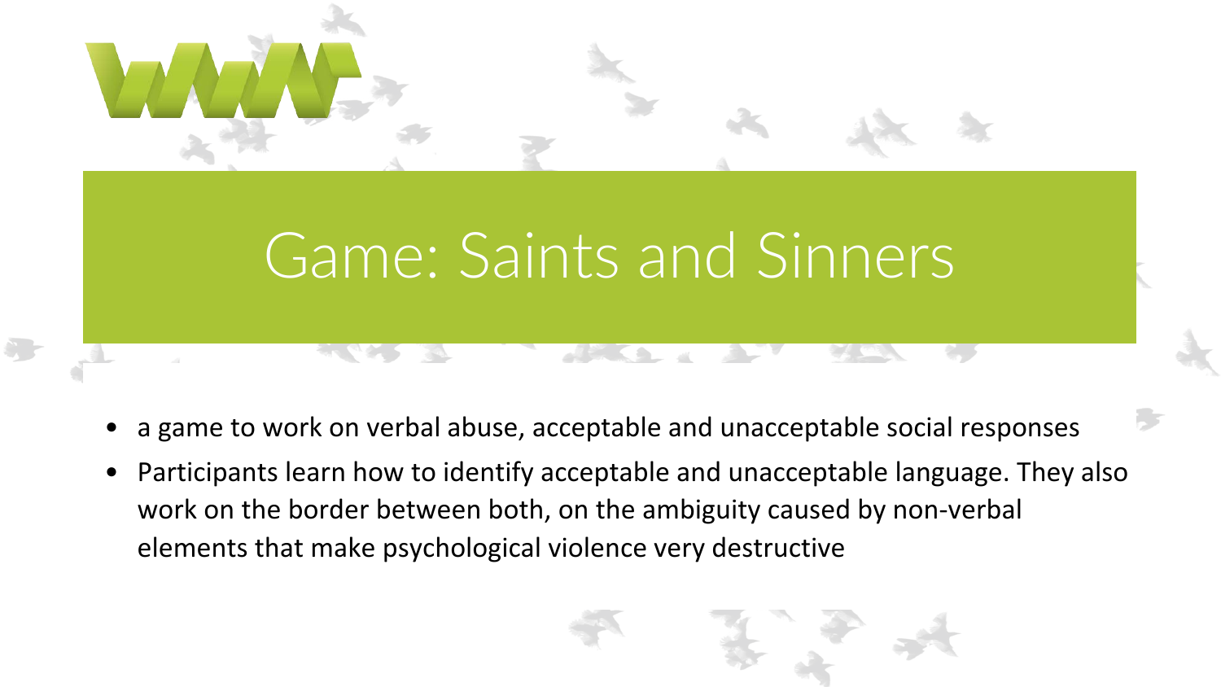# Game: Saints and Sinners

- a game to work on verbal abuse, acceptable and unacceptable social responses
- Participants learn how to identify acceptable and unacceptable language. They also work on the border between both, on the ambiguity caused by non-verbal elements that make psychological violence very destructive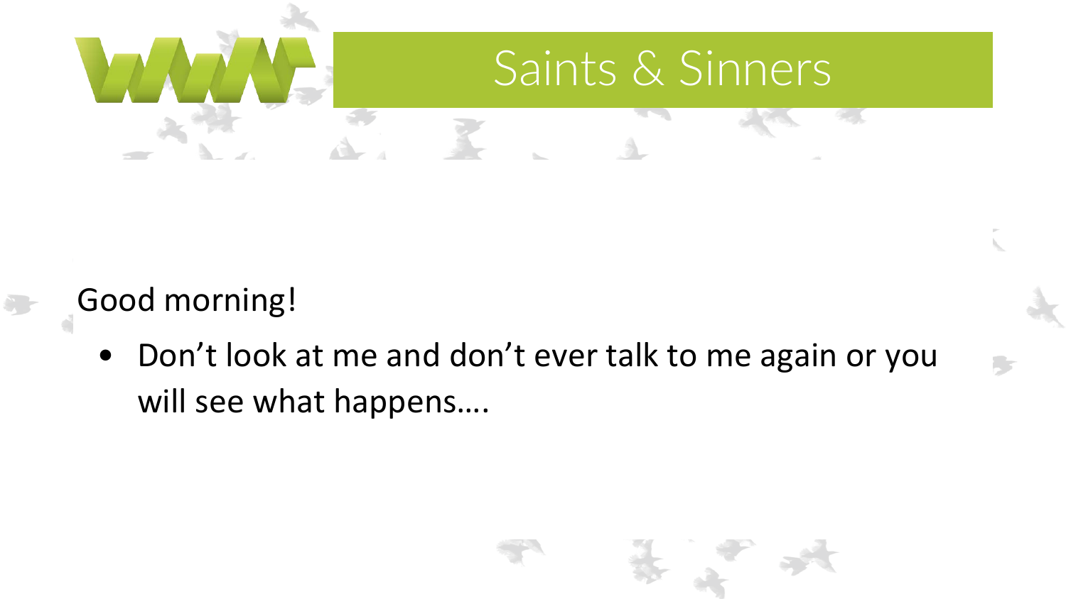# Saints & Sinners

Good morning!

- Don't look at me and don't ever talk to me again or you will see what happens….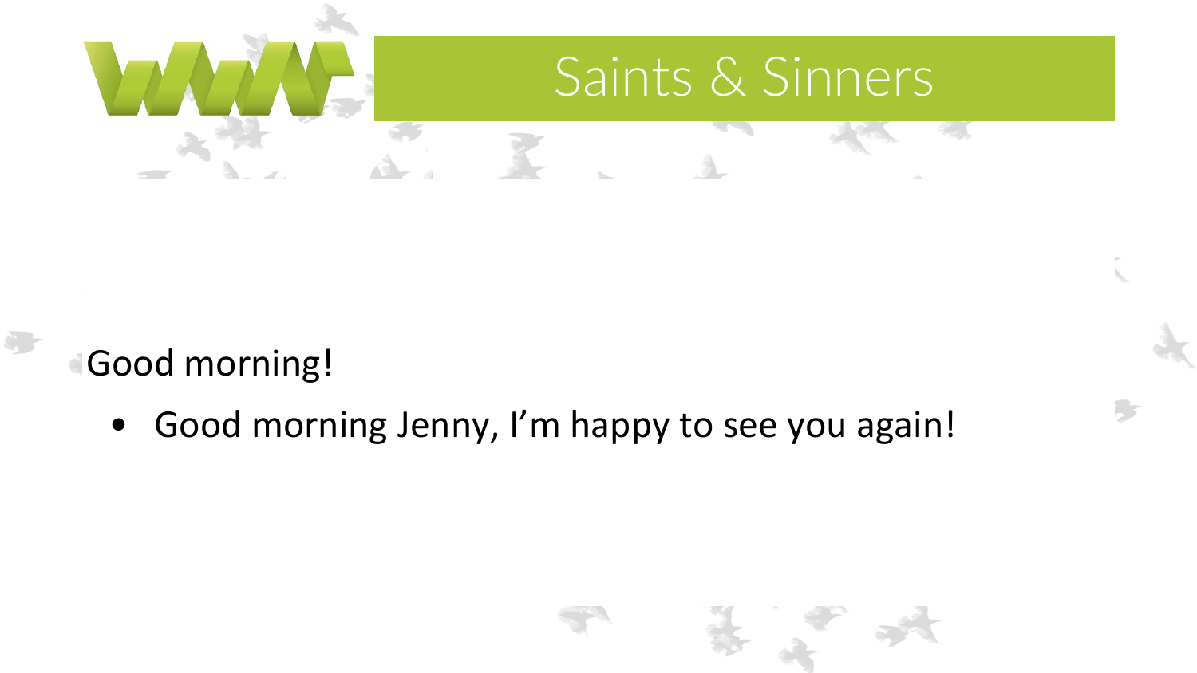# Saints & Sinners

Good morning!

- Good morning Jenny, I’m happy to see you again!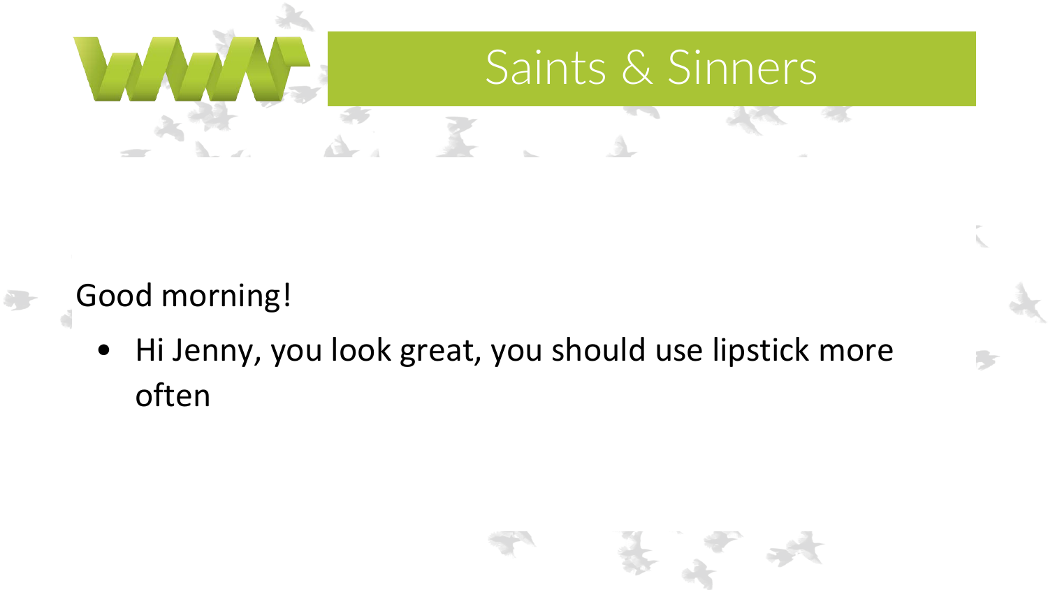# Saints & Sinners

Good morning!

- Hi Jenny, you look great, you should use lipstick more often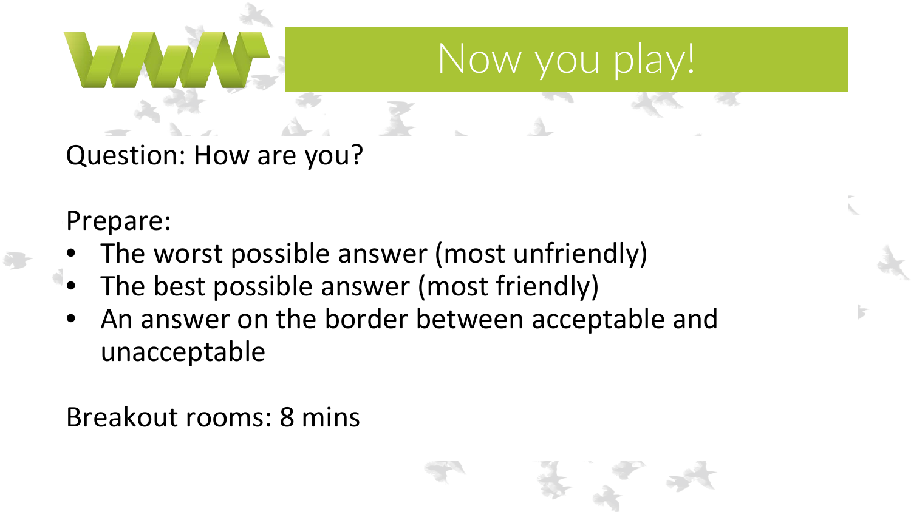# Now you play!

Question: How are you?

Prepare:

- The worst possible answer (most unfriendly)
- The best possible answer (most friendly)
- An answer on the border between acceptable and unacceptable

Breakout rooms: 8 mins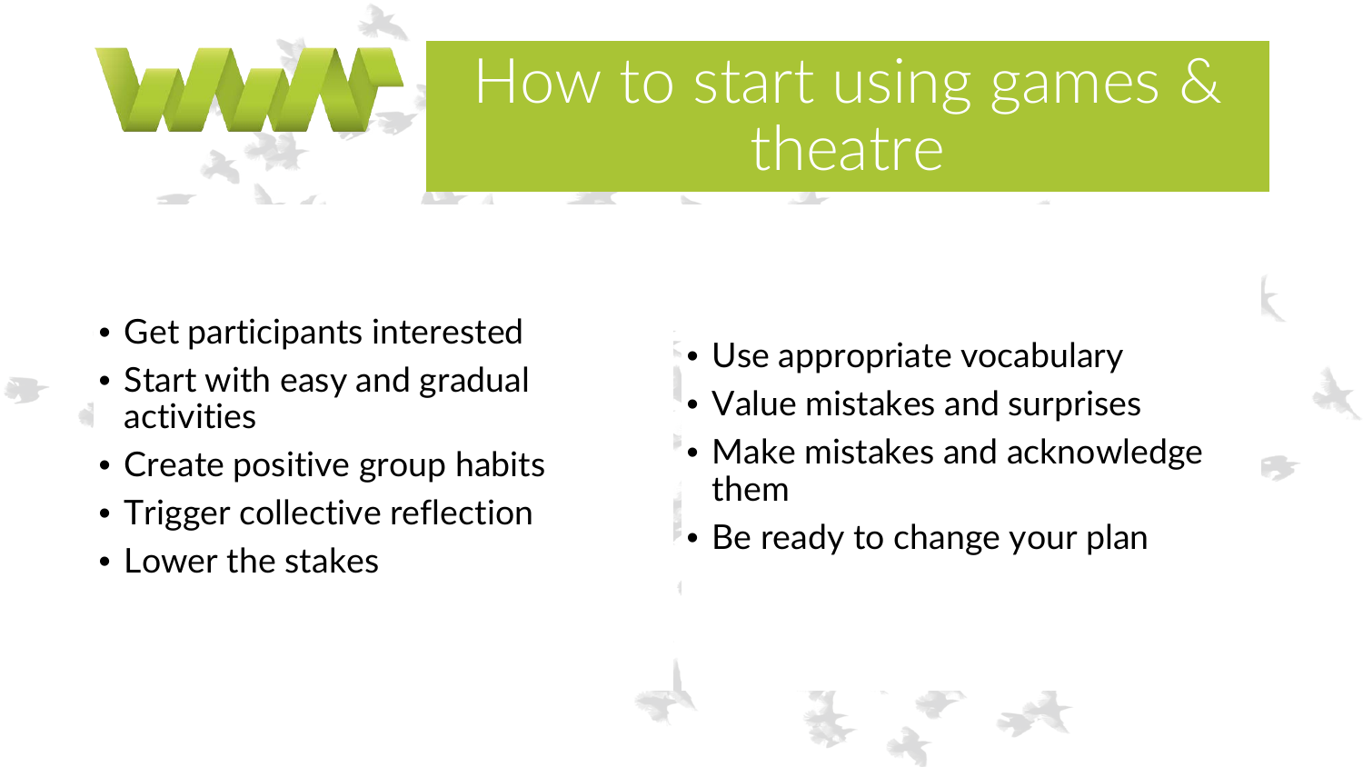# How to start using games & theatre

- Get participants interested
- Start with easy and gradual activities
- Create positive group habits
- Trigger collective reflection
- Lower the stakes
- Use appropriate vocabulary
- Value mistakes and surprises
- Make mistakes and acknowledge them
- Be ready to change your plan